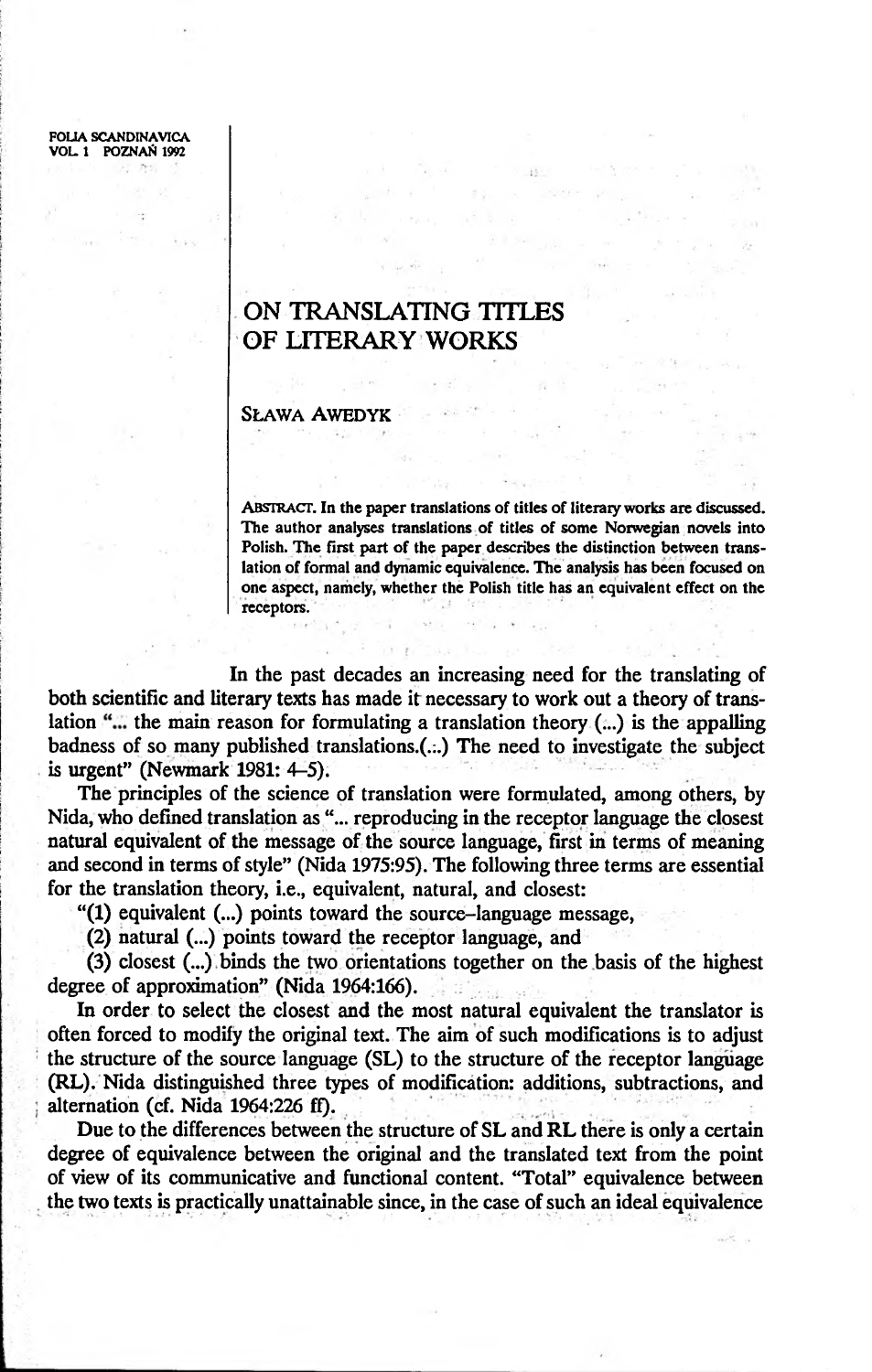FOLIA SCANDINAVICA
VOL. 1 POZNAŃ 1992

# ON TRANSLATING TITLES OF LITERARY WORKS

SŁAWA AWEDYK

ABSTRACT. In the paper translations of titles of literary works are discussed. The author analyses translations of titles of some Norwegian novels into Polish. The first part of the paper describes the distinction between translation of formal and dynamic equivalence. The analysis has been focused on one aspect, namely, whether the Polish title has an equivalent effect on the receptors.

In the past decades an increasing need for the translating of both scientific and literary texts has made it necessary to work out a theory of translation "... the main reason for formulating a translation theory (...) is the appalling badness of so many published translations.(...) The need to investigate the subject is urgent" (Newmark 1981: 4–5).

The principles of the science of translation were formulated, among others, by Nida, who defined translation as "... reproducing in the receptor language the closest natural equivalent of the message of the source language, first in terms of meaning and second in terms of style" (Nida 1975:95). The following three terms are essential for the translation theory, i.e., equivalent, natural, and closest:

"(1) equivalent (...) points toward the source–language message,

(2) natural (...) points toward the receptor language, and

(3) closest (...) binds the two orientations together on the basis of the highest degree of approximation" (Nida 1964:166).

In order to select the closest and the most natural equivalent the translator is often forced to modify the original text. The aim of such modifications is to adjust the structure of the source language (SL) to the structure of the receptor language (RL). Nida distinguished three types of modification: additions, subtractions, and alternation (cf. Nida 1964:226 ff).

Due to the differences between the structure of SL and RL there is only a certain degree of equivalence between the original and the translated text from the point of view of its communicative and functional content. "Total" equivalence between the two texts is practically unattainable since, in the case of such an ideal equivalence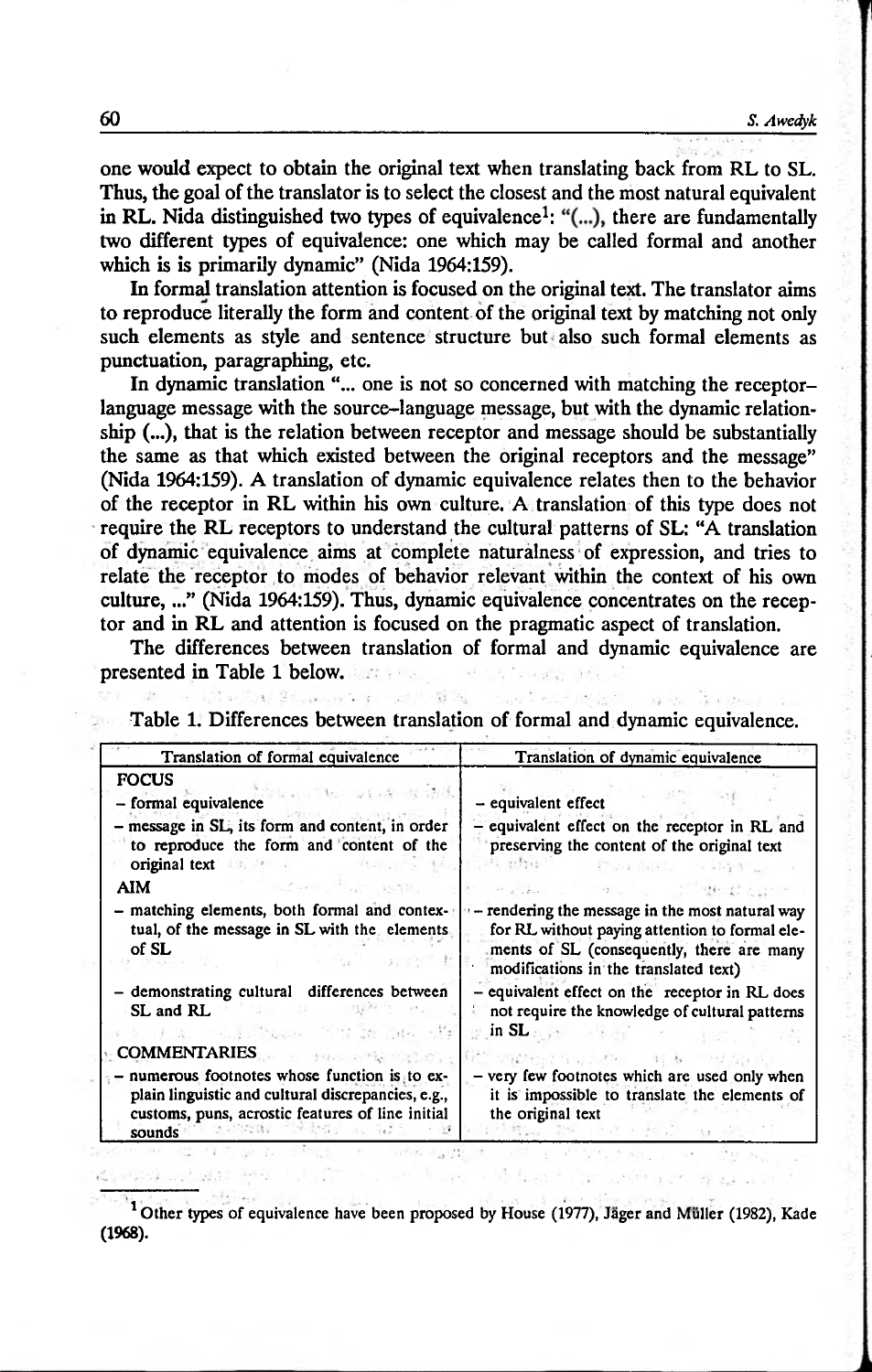one would expect to obtain the original text when translating back from RL to SL. Thus, the goal of the translator is to select the closest and the most natural equivalent in RL. Nida distinguished two types of equivalence[1]: "(...), there are fundamentally two different types of equivalence: one which may be called formal and another which is is primarily dynamic" (Nida 1964:159).

In formal translation attention is focused on the original text. The translator aims to reproduce literally the form and content of the original text by matching not only such elements as style and sentence structure but also such formal elements as punctuation, paragraphing, etc.

In dynamic translation "... one is not so concerned with matching the receptor–language message with the source–language message, but with the dynamic relationship (...), that is the relation between receptor and message should be substantially the same as that which existed between the original receptors and the message" (Nida 1964:159). A translation of dynamic equivalence relates then to the behavior of the receptor in RL within his own culture. A translation of this type does not require the RL receptors to understand the cultural patterns of SL: "A translation of dynamic equivalence aims at complete naturalness of expression, and tries to relate the receptor to modes of behavior relevant within the context of his own culture, ..." (Nida 1964:159). Thus, dynamic equivalence concentrates on the receptor and in RL and attention is focused on the pragmatic aspect of translation.

The differences between translation of formal and dynamic equivalence are presented in Table 1 below.

Table 1. Differences between translation of formal and dynamic equivalence.

| Translation of formal equivalence | Translation of dynamic equivalence |
|---|---|
| FOCUS | |
| – formal equivalence | – equivalent effect |
| – message in SL, its form and content, in order to reproduce the form and content of the original text | – equivalent effect on the receptor in RL and preserving the content of the original text |
| AIM | |
| – matching elements, both formal and contextual, of the message in SL with the elements of SL | – rendering the message in the most natural way for RL without paying attention to formal elements of SL (consequently, there are many modifications in the translated text) |
| – demonstrating cultural differences between SL and RL | – equivalent effect on the receptor in RL does not require the knowledge of cultural patterns in SL |
| COMMENTARIES | |
| – numerous footnotes whose function is to explain linguistic and cultural discrepancies, e.g., customs, puns, acrostic features of line initial sounds | – very few footnotes which are used only when it is impossible to translate the elements of the original text |

---

[1] Other types of equivalence have been proposed by House (1977), Jäger and Müller (1982), Kade (1968).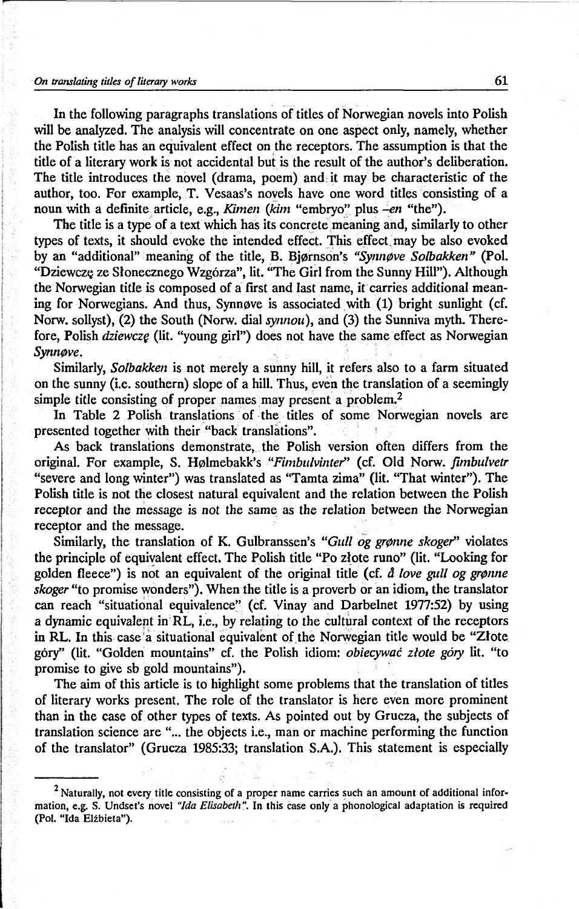In the following paragraphs translations of titles of Norwegian novels into Polish will be analyzed. The analysis will concentrate on one aspect only, namely, whether the Polish title has an equivalent effect on the receptors. The assumption is that the title of a literary work is not accidental but is the result of the author's deliberation. The title introduces the novel (drama, poem) and it may be characteristic of the author, too. For example, T. Vesaas's novels have one word titles consisting of a noun with a definite article, e.g., *Kimen* (*kim* "embryo" plus *-en* "the").

The title is a type of a text which has its concrete meaning and, similarly to other types of texts, it should evoke the intended effect. This effect may be also evoked by an "additional" meaning of the title, B. Bjørnson's *"Synnøve Solbakken"* (Pol. "Dziewczę ze Słonecznego Wzgórza", lit. "The Girl from the Sunny Hill"). Although the Norwegian title is composed of a first and last name, it carries additional meaning for Norwegians. And thus, Synnøve is associated with (1) bright sunlight (cf. Norw. sollyst), (2) the South (Norw. dial *synnou*), and (3) the Sunniva myth. Therefore, Polish *dziewczę* (lit. "young girl") does not have the same effect as Norwegian *Synnøve*.

Similarly, *Solbakken* is not merely a sunny hill, it refers also to a farm situated on the sunny (i.e. southern) slope of a hill. Thus, even the translation of a seemingly simple title consisting of proper names may present a problem.[2]

In Table 2 Polish translations of the titles of some Norwegian novels are presented together with their "back translations".

As back translations demonstrate, the Polish version often differs from the original. For example, S. Hølmebakk's *"Fimbulvinter"* (cf. Old Norw. *fimbulvetr* "severe and long winter") was translated as "Tamta zima" (lit. "That winter"). The Polish title is not the closest natural equivalent and the relation between the Polish receptor and the message is not the same as the relation between the Norwegian receptor and the message.

Similarly, the translation of K. Gulbranssen's *"Gull og grønne skoger"* violates the principle of equivalent effect. The Polish title "Po złote runo" (lit. "Looking for golden fleece") is not an equivalent of the original title (cf. *å love gull og grønne skoger* "to promise wonders"). When the title is a proverb or an idiom, the translator can reach "situational equivalence" (cf. Vinay and Darbelnet 1977:52) by using a dynamic equivalent in RL, i.e., by relating to the cultural context of the receptors in RL. In this case a situational equivalent of the Norwegian title would be "Złote góry" (lit. "Golden mountains" cf. the Polish idiom: *obiecywać złote góry* lit. "to promise to give sb gold mountains").

The aim of this article is to highlight some problems that the translation of titles of literary works present. The role of the translator is here even more prominent than in the case of other types of texts. As pointed out by Grucza, the subjects of translation science are "... the objects i.e., man or machine performing the function of the translator" (Grucza 1985:33; translation S.A.). This statement is especially

---

[2] Naturally, not every title consisting of a proper name carries such an amount of additional information, e.g. S. Undset's novel *"Ida Elisabeth"*. In this case only a phonological adaptation is required (Pol. "Ida Elżbieta").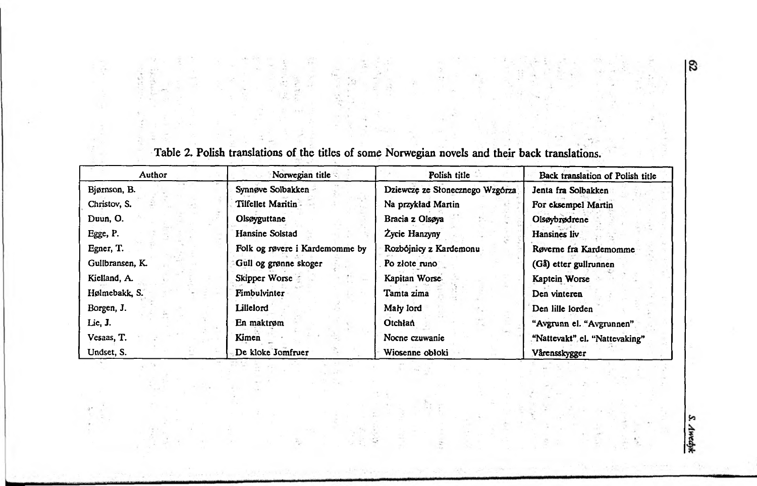Table 2. Polish translations of the titles of some Norwegian novels and their back translations.

| Author | Norwegian title | Polish title | Back translation of Polish title |
|---|---|---|---|
| Bjørnson, B. | Synnøve Solbakken | Dziewczę ze Słonecznego Wzgórza | Jenta fra Solbakken |
| Christov, S. | Tilfellet Maritin | Na przykład Martin | For eksempel Martin |
| Duun, O. | Olsøyguttane | Bracia z Olsøya | Olsøybrødrene |
| Egge, P. | Hansine Solstad | Życie Hanzyny | Hansines liv |
| Egner, T. | Folk og røvere i Kardemomme by | Rozbójnicy z Kardemonu | Røverne fra Kardemomme |
| Gullbransen, K. | Gull og grønne skoger | Po złote runo | (Gå) etter gullrunnen |
| Kielland, A. | Skipper Worse | Kapitan Worse | Kaptein Worse |
| Hølmebakk, S. | Fimbulvinter | Tamta zima | Den vinteren |
| Borgen, J. | Lillelord | Mały lord | Den lille lorden |
| Lie, J. | En maktrøm | Otchłań | "Avgrunn el. "Avgrunnen" |
| Vesaas, T. | Kimen | Nocne czuwanie | "Nattevakt" el. "Nattevaking" |
| Undset, S. | De kloke Jomfruer | Wiosenne obłoki | Vårensskygger |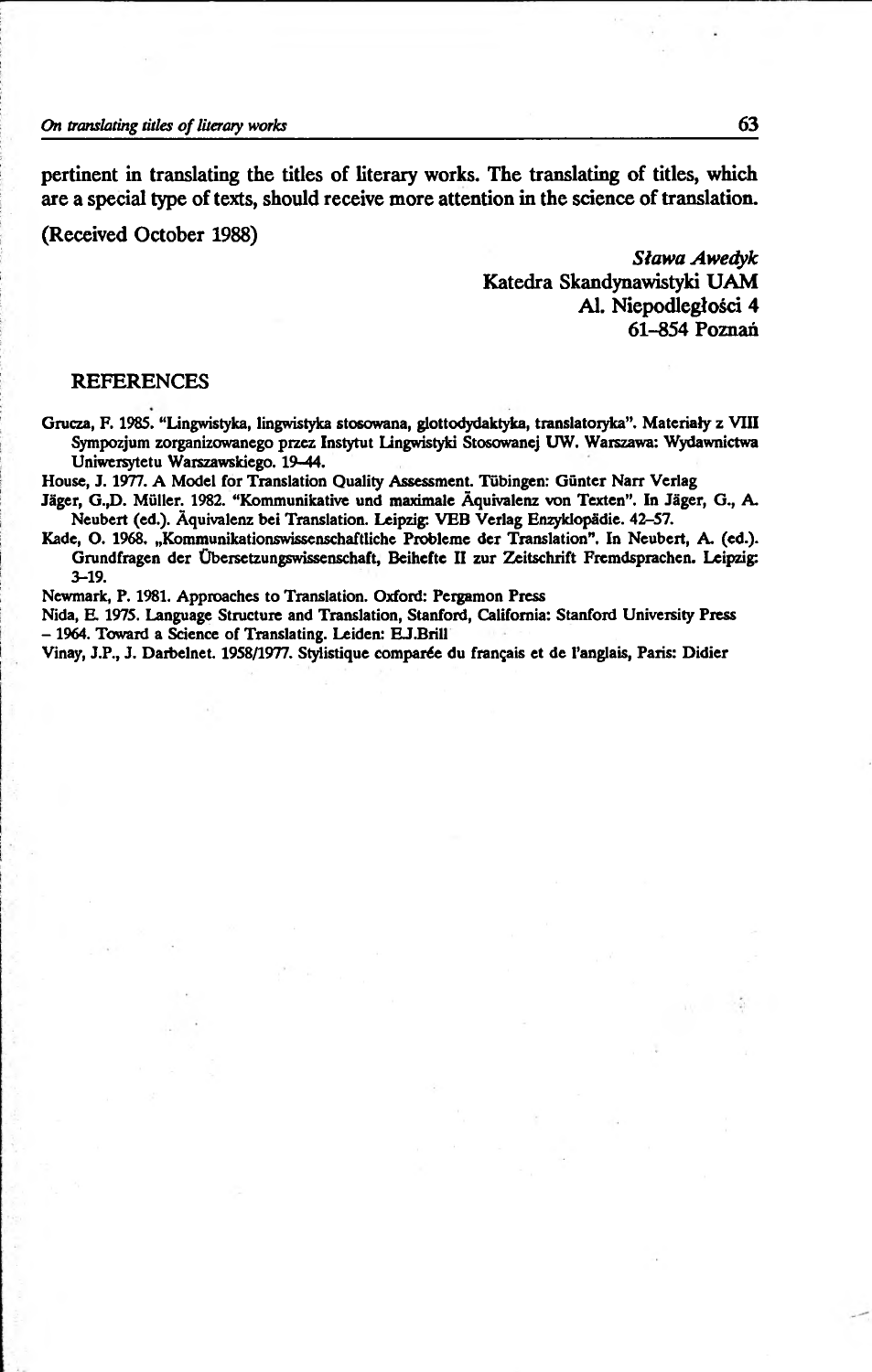pertinent in translating the titles of literary works. The translating of titles, which are a special type of texts, should receive more attention in the science of translation.

(Received October 1988)

*Sława Awedyk*  
Katedra Skandynawistyki UAM  
Al. Niepodległości 4  
61–854 Poznań

## REFERENCES

Grucza, F. 1985. "Lingwistyka, lingwistyka stosowana, glottodydaktyka, translatoryka". Materiały z VIII Sympozjum zorganizowanego przez Instytut Lingwistyki Stosowanej UW. Warszawa: Wydawnictwa Uniwersytetu Warszawskiego. 19–44.

House, J. 1977. A Model for Translation Quality Assessment. Tübingen: Günter Narr Verlag

Jäger, G.,D. Müller. 1982. "Kommunikative und maximale Äquivalenz von Texten". In Jäger, G., A. Neubert (ed.). Äquivalenz bei Translation. Leipzig: VEB Verlag Enzyklopädie. 42–57.

Kade, O. 1968. „Kommunikationswissenschaftliche Probleme der Translation". In Neubert, A. (ed.). Grundfragen der Übersetzungswissenschaft, Beihefte II zur Zeitschrift Fremdsprachen. Leipzig: 3–19.

Newmark, P. 1981. Approaches to Translation. Oxford: Pergamon Press

Nida, E. 1975. Language Structure and Translation, Stanford, California: Stanford University Press

– 1964. Toward a Science of Translating. Leiden: E.J.Brill

Vinay, J.P., J. Darbelnet. 1958/1977. Stylistique comparée du français et de l'anglais, Paris: Didier